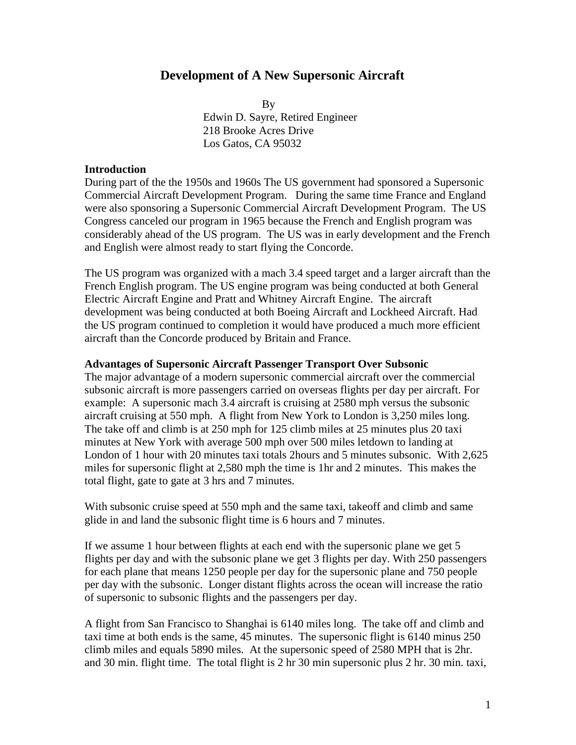# Development of A New Supersonic Aircraft

By
Edwin D. Sayre, Retired Engineer
218 Brooke Acres Drive
Los Gatos, CA 95032

## Introduction

During part of the the 1950s and 1960s The US government had sponsored a Supersonic Commercial Aircraft Development Program. During the same time France and England were also sponsoring a Supersonic Commercial Aircraft Development Program. The US Congress canceled our program in 1965 because the French and English program was considerably ahead of the US program. The US was in early development and the French and English were almost ready to start flying the Concorde.

The US program was organized with a mach 3.4 speed target and a larger aircraft than the French English program. The US engine program was being conducted at both General Electric Aircraft Engine and Pratt and Whitney Aircraft Engine. The aircraft development was being conducted at both Boeing Aircraft and Lockheed Aircraft. Had the US program continued to completion it would have produced a much more efficient aircraft than the Concorde produced by Britain and France.

## Advantages of Supersonic Aircraft Passenger Transport Over Subsonic

The major advantage of a modern supersonic commercial aircraft over the commercial subsonic aircraft is more passengers carried on overseas flights per day per aircraft. For example: A supersonic mach 3.4 aircraft is cruising at 2580 mph versus the subsonic aircraft cruising at 550 mph. A flight from New York to London is 3,250 miles long. The take off and climb is at 250 mph for 125 climb miles at 25 minutes plus 20 taxi minutes at New York with average 500 mph over 500 miles letdown to landing at London of 1 hour with 20 minutes taxi totals 2hours and 5 minutes subsonic. With 2,625 miles for supersonic flight at 2,580 mph the time is 1hr and 2 minutes. This makes the total flight, gate to gate at 3 hrs and 7 minutes.

With subsonic cruise speed at 550 mph and the same taxi, takeoff and climb and same glide in and land the subsonic flight time is 6 hours and 7 minutes.

If we assume 1 hour between flights at each end with the supersonic plane we get 5 flights per day and with the subsonic plane we get 3 flights per day. With 250 passengers for each plane that means 1250 people per day for the supersonic plane and 750 people per day with the subsonic. Longer distant flights across the ocean will increase the ratio of supersonic to subsonic flights and the passengers per day.

A flight from San Francisco to Shanghai is 6140 miles long. The take off and climb and taxi time at both ends is the same, 45 minutes. The supersonic flight is 6140 minus 250 climb miles and equals 5890 miles. At the supersonic speed of 2580 MPH that is 2hr. and 30 min. flight time. The total flight is 2 hr 30 min supersonic plus 2 hr. 30 min. taxi,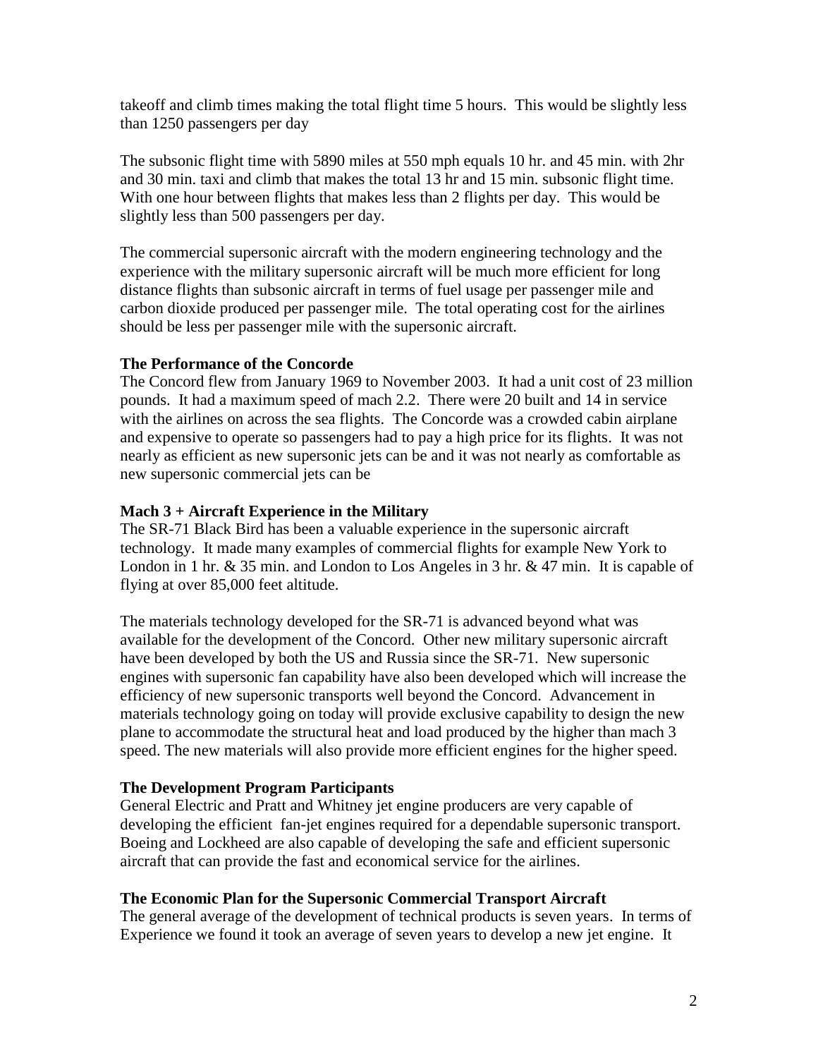takeoff and climb times making the total flight time 5 hours. This would be slightly less than 1250 passengers per day

The subsonic flight time with 5890 miles at 550 mph equals 10 hr. and 45 min. with 2hr and 30 min. taxi and climb that makes the total 13 hr and 15 min. subsonic flight time. With one hour between flights that makes less than 2 flights per day. This would be slightly less than 500 passengers per day.

The commercial supersonic aircraft with the modern engineering technology and the experience with the military supersonic aircraft will be much more efficient for long distance flights than subsonic aircraft in terms of fuel usage per passenger mile and carbon dioxide produced per passenger mile. The total operating cost for the airlines should be less per passenger mile with the supersonic aircraft.

**The Performance of the Concorde**

The Concord flew from January 1969 to November 2003. It had a unit cost of 23 million pounds. It had a maximum speed of mach 2.2. There were 20 built and 14 in service with the airlines on across the sea flights. The Concorde was a crowded cabin airplane and expensive to operate so passengers had to pay a high price for its flights. It was not nearly as efficient as new supersonic jets can be and it was not nearly as comfortable as new supersonic commercial jets can be

**Mach 3 + Aircraft Experience in the Military**

The SR-71 Black Bird has been a valuable experience in the supersonic aircraft technology. It made many examples of commercial flights for example New York to London in 1 hr. & 35 min. and London to Los Angeles in 3 hr. & 47 min. It is capable of flying at over 85,000 feet altitude.

The materials technology developed for the SR-71 is advanced beyond what was available for the development of the Concord. Other new military supersonic aircraft have been developed by both the US and Russia since the SR-71. New supersonic engines with supersonic fan capability have also been developed which will increase the efficiency of new supersonic transports well beyond the Concord. Advancement in materials technology going on today will provide exclusive capability to design the new plane to accommodate the structural heat and load produced by the higher than mach 3 speed. The new materials will also provide more efficient engines for the higher speed.

**The Development Program Participants**

General Electric and Pratt and Whitney jet engine producers are very capable of developing the efficient fan-jet engines required for a dependable supersonic transport. Boeing and Lockheed are also capable of developing the safe and efficient supersonic aircraft that can provide the fast and economical service for the airlines.

**The Economic Plan for the Supersonic Commercial Transport Aircraft**

The general average of the development of technical products is seven years. In terms of Experience we found it took an average of seven years to develop a new jet engine. It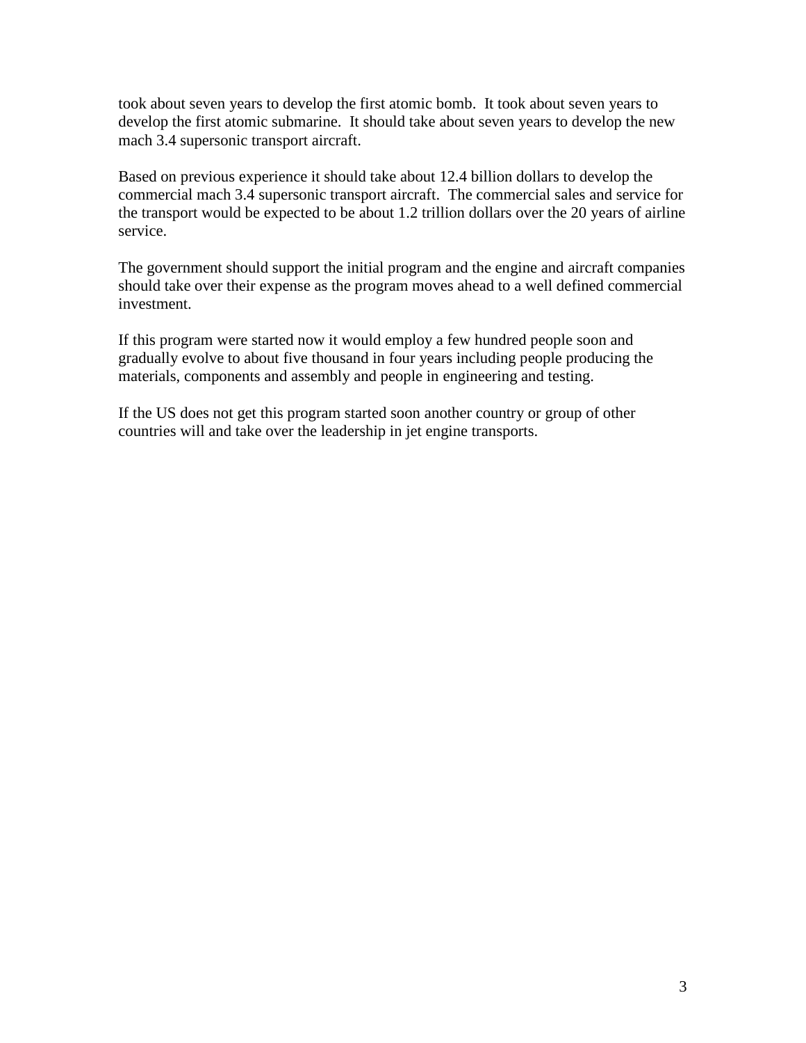took about seven years to develop the first atomic bomb. It took about seven years to develop the first atomic submarine. It should take about seven years to develop the new mach 3.4 supersonic transport aircraft.

Based on previous experience it should take about 12.4 billion dollars to develop the commercial mach 3.4 supersonic transport aircraft. The commercial sales and service for the transport would be expected to be about 1.2 trillion dollars over the 20 years of airline service.

The government should support the initial program and the engine and aircraft companies should take over their expense as the program moves ahead to a well defined commercial investment.

If this program were started now it would employ a few hundred people soon and gradually evolve to about five thousand in four years including people producing the materials, components and assembly and people in engineering and testing.

If the US does not get this program started soon another country or group of other countries will and take over the leadership in jet engine transports.